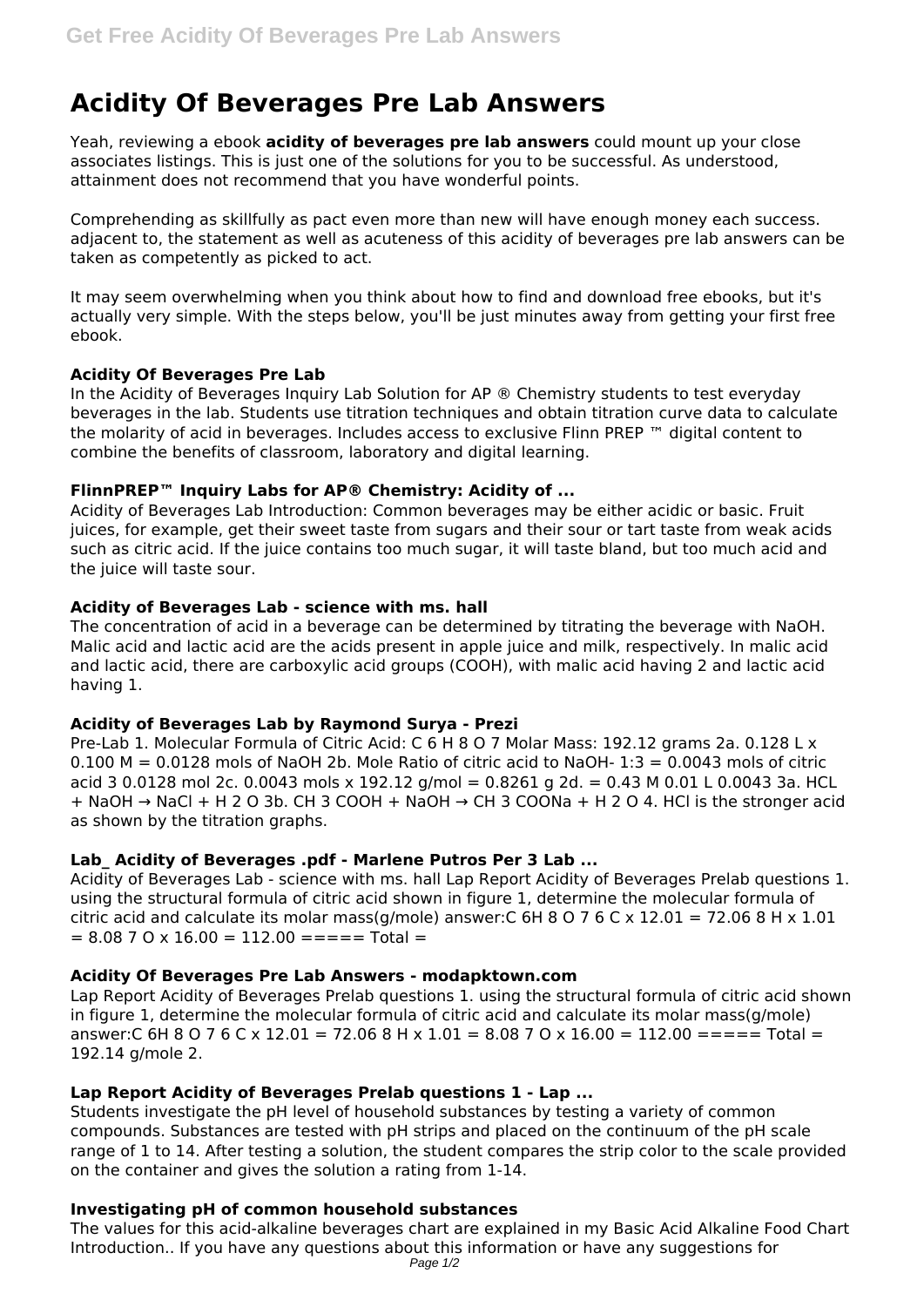# Acidity Of Beverages Pre Lab Answers

Yeah, reviewing a ebook **acidity of beverages pre lab answers** could mount up your close associates listings. This is just one of the solutions for you to be successful. As understood, attainment does not recommend that you have wonderful points.

Comprehending as skillfully as pact even more than new will have enough money each success. adjacent to, the statement as well as acuteness of this acidity of beverages pre lab answers can be taken as competently as picked to act.

It may seem overwhelming when you think about how to find and download free ebooks, but it's actually very simple. With the steps below, you'll be just minutes away from getting your first free ebook.

### Acidity Of Beverages Pre Lab

In the Acidity of Beverages Inquiry Lab Solution for AP ® Chemistry students to test everyday beverages in the lab. Students use titration techniques and obtain titration curve data to calculate the molarity of acid in beverages. Includes access to exclusive Flinn PREP ™ digital content to combine the benefits of classroom, laboratory and digital learning.

### FlinnPREP™ Inquiry Labs for AP® Chemistry: Acidity of ...

Acidity of Beverages Lab Introduction: Common beverages may be either acidic or basic. Fruit juices, for example, get their sweet taste from sugars and their sour or tart taste from weak acids such as citric acid. If the juice contains too much sugar, it will taste bland, but too much acid and the juice will taste sour.

### Acidity of Beverages Lab - science with ms. hall

The concentration of acid in a beverage can be determined by titrating the beverage with NaOH. Malic acid and lactic acid are the acids present in apple juice and milk, respectively. In malic acid and lactic acid, there are carboxylic acid groups (COOH), with malic acid having 2 and lactic acid having 1.

### Acidity of Beverages Lab by Raymond Surya - Prezi

Pre-Lab 1. Molecular Formula of Citric Acid: C 6 H 8 O 7 Molar Mass: 192.12 grams 2a. 0.128 L x 0.100 M = 0.0128 mols of NaOH 2b. Mole Ratio of citric acid to NaOH- 1:3 = 0.0043 mols of citric acid 3 0.0128 mol 2c. 0.0043 mols x 192.12 g/mol = 0.8261 g 2d. = 0.43 M 0.01 L 0.0043 3a. HCL + NaOH → NaCl + H 2 O 3b. CH 3 COOH + NaOH → CH 3 COONa + H 2 O 4. HCl is the stronger acid as shown by the titration graphs.

### Lab_ Acidity of Beverages .pdf - Marlene Putros Per 3 Lab ...

Acidity of Beverages Lab - science with ms. hall Lap Report Acidity of Beverages Prelab questions 1. using the structural formula of citric acid shown in figure 1, determine the molecular formula of citric acid and calculate its molar mass(g/mole) answer:C 6H 8 O 7 6 C x 12.01 = 72.06 8 H x 1.01 = 8.08 7 O x 16.00 = 112.00 ===== Total =

### Acidity Of Beverages Pre Lab Answers - modapktown.com

Lap Report Acidity of Beverages Prelab questions 1. using the structural formula of citric acid shown in figure 1, determine the molecular formula of citric acid and calculate its molar mass(g/mole) answer:C 6H 8 O 7 6 C x 12.01 = 72.06 8 H x 1.01 = 8.08 7 O x 16.00 = 112.00 ===== Total = 192.14 g/mole 2.

### Lap Report Acidity of Beverages Prelab questions 1 - Lap ...

Students investigate the pH level of household substances by testing a variety of common compounds. Substances are tested with pH strips and placed on the continuum of the pH scale range of 1 to 14. After testing a solution, the student compares the strip color to the scale provided on the container and gives the solution a rating from 1-14.

### Investigating pH of common household substances

The values for this acid-alkaline beverages chart are explained in my Basic Acid Alkaline Food Chart Introduction.. If you have any questions about this information or have any suggestions for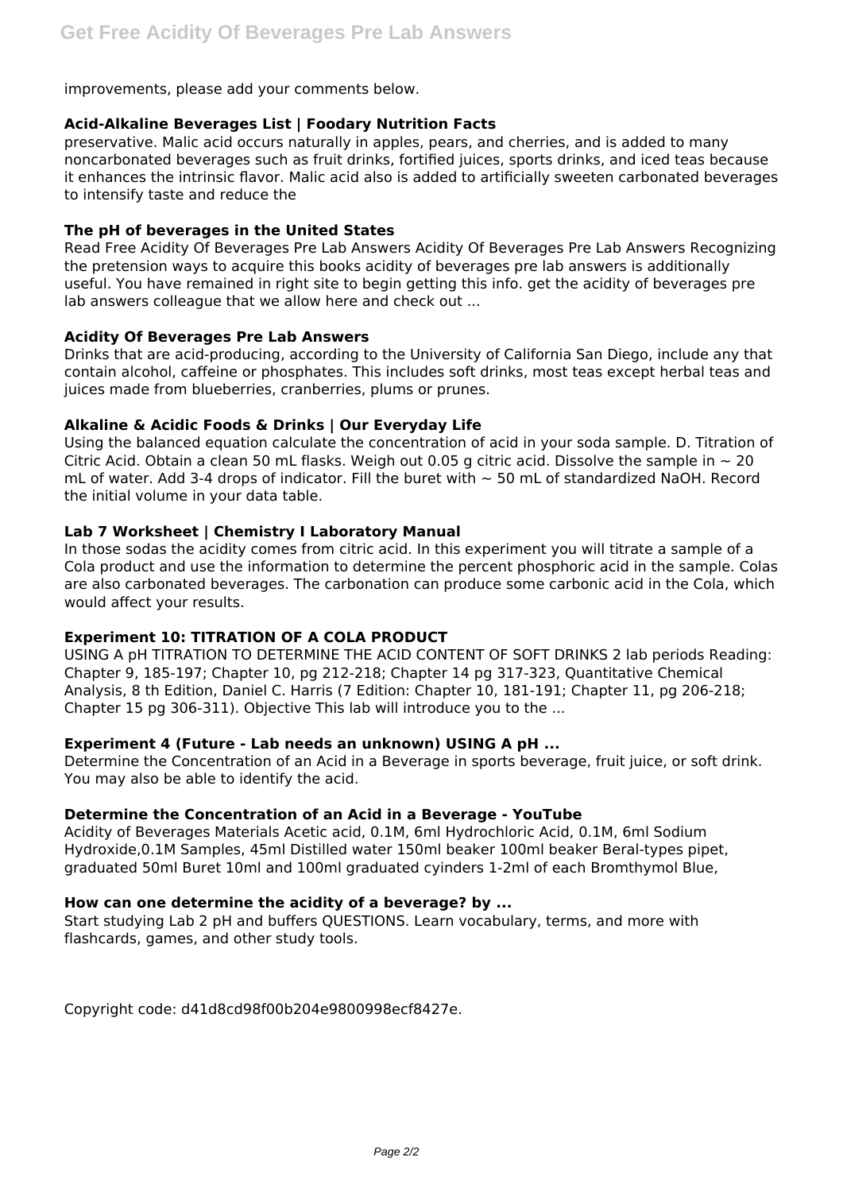improvements, please add your comments below.

### Acid-Alkaline Beverages List | Foodary Nutrition Facts

preservative. Malic acid occurs naturally in apples, pears, and cherries, and is added to many noncarbonated beverages such as fruit drinks, fortified juices, sports drinks, and iced teas because it enhances the intrinsic flavor. Malic acid also is added to artificially sweeten carbonated beverages to intensify taste and reduce the

### The pH of beverages in the United States

Read Free Acidity Of Beverages Pre Lab Answers Acidity Of Beverages Pre Lab Answers Recognizing the pretension ways to acquire this books acidity of beverages pre lab answers is additionally useful. You have remained in right site to begin getting this info. get the acidity of beverages pre lab answers colleague that we allow here and check out ...

### Acidity Of Beverages Pre Lab Answers

Drinks that are acid-producing, according to the University of California San Diego, include any that contain alcohol, caffeine or phosphates. This includes soft drinks, most teas except herbal teas and juices made from blueberries, cranberries, plums or prunes.

### Alkaline & Acidic Foods & Drinks | Our Everyday Life

Using the balanced equation calculate the concentration of acid in your soda sample. D. Titration of Citric Acid. Obtain a clean 50 mL flasks. Weigh out 0.05 g citric acid. Dissolve the sample in ~ 20 mL of water. Add 3-4 drops of indicator. Fill the buret with ~ 50 mL of standardized NaOH. Record the initial volume in your data table.

### Lab 7 Worksheet | Chemistry I Laboratory Manual

In those sodas the acidity comes from citric acid. In this experiment you will titrate a sample of a Cola product and use the information to determine the percent phosphoric acid in the sample. Colas are also carbonated beverages. The carbonation can produce some carbonic acid in the Cola, which would affect your results.

### Experiment 10: TITRATION OF A COLA PRODUCT

USING A pH TITRATION TO DETERMINE THE ACID CONTENT OF SOFT DRINKS 2 lab periods Reading: Chapter 9, 185-197; Chapter 10, pg 212-218; Chapter 14 pg 317-323, Quantitative Chemical Analysis, 8 th Edition, Daniel C. Harris (7 Edition: Chapter 10, 181-191; Chapter 11, pg 206-218; Chapter 15 pg 306-311). Objective This lab will introduce you to the ...

### Experiment 4 (Future - Lab needs an unknown) USING A pH ...

Determine the Concentration of an Acid in a Beverage in sports beverage, fruit juice, or soft drink. You may also be able to identify the acid.

### Determine the Concentration of an Acid in a Beverage - YouTube

Acidity of Beverages Materials Acetic acid, 0.1M, 6ml Hydrochloric Acid, 0.1M, 6ml Sodium Hydroxide,0.1M Samples, 45ml Distilled water 150ml beaker 100ml beaker Beral-types pipet, graduated 50ml Buret 10ml and 100ml graduated cyinders 1-2ml of each Bromthymol Blue,

### How can one determine the acidity of a beverage? by ...

Start studying Lab 2 pH and buffers QUESTIONS. Learn vocabulary, terms, and more with flashcards, games, and other study tools.

Copyright code: d41d8cd98f00b204e9800998ecf8427e.